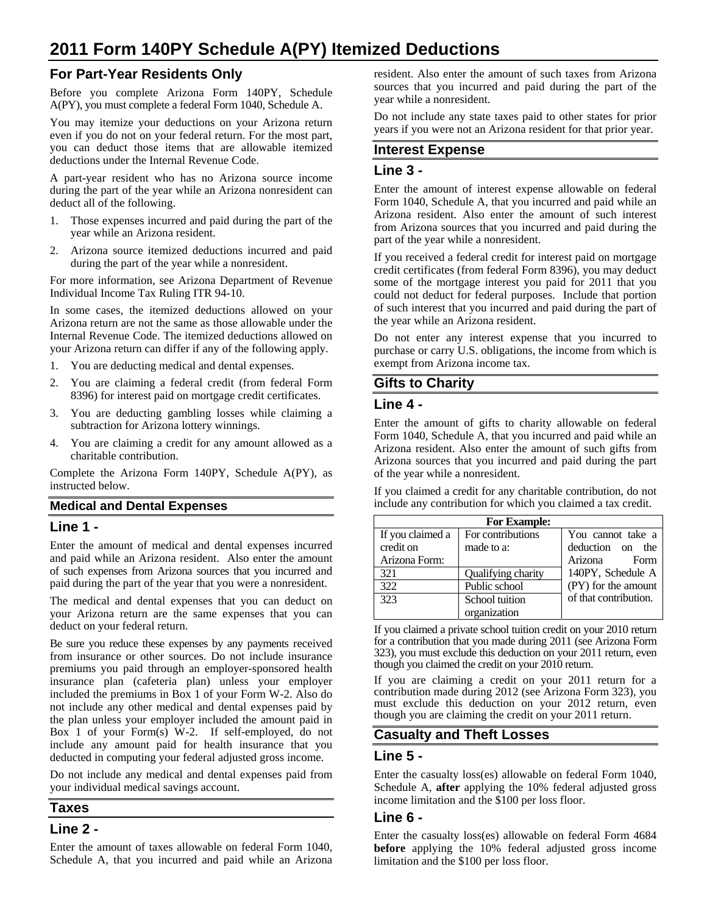# 2011 Form 140PY Schedule A(PY) Itemized Deductions

## For Part-Year Residents Only

Before you complete Arizona Form 140PY, Schedule A(PY), you must complete a federal Form 1040, Schedule A.

You may itemize your deductions on your Arizona return even if you do not on your federal return. For the most part, you can deduct those items that are allowable itemized deductions under the Internal Revenue Code.

A part-year resident who has no Arizona source income during the part of the year while an Arizona nonresident can deduct all of the following.

1. Those expenses incurred and paid during the part of the year while an Arizona resident.
2. Arizona source itemized deductions incurred and paid during the part of the year while a nonresident.

For more information, see Arizona Department of Revenue Individual Income Tax Ruling ITR 94-10.

In some cases, the itemized deductions allowed on your Arizona return are not the same as those allowable under the Internal Revenue Code. The itemized deductions allowed on your Arizona return can differ if any of the following apply.

1. You are deducting medical and dental expenses.
2. You are claiming a federal credit (from federal Form 8396) for interest paid on mortgage credit certificates.
3. You are deducting gambling losses while claiming a subtraction for Arizona lottery winnings.
4. You are claiming a credit for any amount allowed as a charitable contribution.

Complete the Arizona Form 140PY, Schedule A(PY), as instructed below.

## Medical and Dental Expenses

### Line 1 -

Enter the amount of medical and dental expenses incurred and paid while an Arizona resident. Also enter the amount of such expenses from Arizona sources that you incurred and paid during the part of the year that you were a nonresident.

The medical and dental expenses that you can deduct on your Arizona return are the same expenses that you can deduct on your federal return.

Be sure you reduce these expenses by any payments received from insurance or other sources. Do not include insurance premiums you paid through an employer-sponsored health insurance plan (cafeteria plan) unless your employer included the premiums in Box 1 of your Form W-2. Also do not include any other medical and dental expenses paid by the plan unless your employer included the amount paid in Box 1 of your Form(s) W-2. If self-employed, do not include any amount paid for health insurance that you deducted in computing your federal adjusted gross income.

Do not include any medical and dental expenses paid from your individual medical savings account.

## Taxes

### Line 2 -

Enter the amount of taxes allowable on federal Form 1040, Schedule A, that you incurred and paid while an Arizona resident. Also enter the amount of such taxes from Arizona sources that you incurred and paid during the part of the year while a nonresident.

Do not include any state taxes paid to other states for prior years if you were not an Arizona resident for that prior year.

## Interest Expense

### Line 3 -

Enter the amount of interest expense allowable on federal Form 1040, Schedule A, that you incurred and paid while an Arizona resident. Also enter the amount of such interest from Arizona sources that you incurred and paid during the part of the year while a nonresident.

If you received a federal credit for interest paid on mortgage credit certificates (from federal Form 8396), you may deduct some of the mortgage interest you paid for 2011 that you could not deduct for federal purposes. Include that portion of such interest that you incurred and paid during the part of the year while an Arizona resident.

Do not enter any interest expense that you incurred to purchase or carry U.S. obligations, the income from which is exempt from Arizona income tax.

## Gifts to Charity

### Line 4 -

Enter the amount of gifts to charity allowable on federal Form 1040, Schedule A, that you incurred and paid while an Arizona resident. Also enter the amount of such gifts from Arizona sources that you incurred and paid during the part of the year while a nonresident.

If you claimed a credit for any charitable contribution, do not include any contribution for which you claimed a tax credit.

| For Example: | | |
|---|---|---|
| If you claimed a credit on Arizona Form: | For contributions made to a: | You cannot take a deduction on the Arizona Form 140PY, Schedule A (PY) for the amount of that contribution. |
| 321 | Qualifying charity | |
| 322 | Public school | |
| 323 | School tuition organization | |

If you claimed a private school tuition credit on your 2010 return for a contribution that you made during 2011 (see Arizona Form 323), you must exclude this deduction on your 2011 return, even though you claimed the credit on your 2010 return.

If you are claiming a credit on your 2011 return for a contribution made during 2012 (see Arizona Form 323), you must exclude this deduction on your 2012 return, even though you are claiming the credit on your 2011 return.

## Casualty and Theft Losses

### Line 5 -

Enter the casualty loss(es) allowable on federal Form 1040, Schedule A, **after** applying the 10% federal adjusted gross income limitation and the $100 per loss floor.

### Line 6 -

Enter the casualty loss(es) allowable on federal Form 4684 **before** applying the 10% federal adjusted gross income limitation and the $100 per loss floor.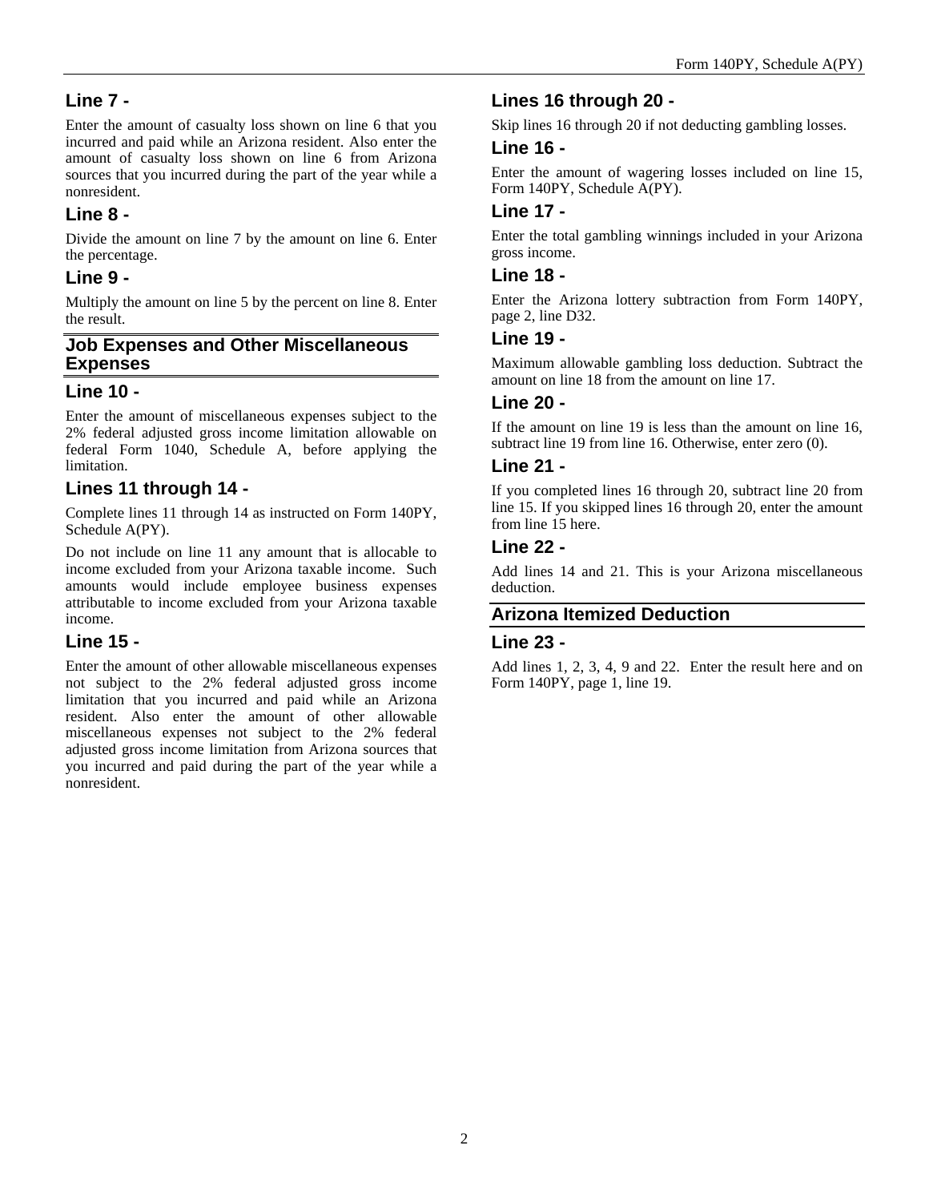### Line 7 -

Enter the amount of casualty loss shown on line 6 that you incurred and paid while an Arizona resident. Also enter the amount of casualty loss shown on line 6 from Arizona sources that you incurred during the part of the year while a nonresident.

### Line 8 -

Divide the amount on line 7 by the amount on line 6. Enter the percentage.

### Line 9 -

Multiply the amount on line 5 by the percent on line 8. Enter the result.

## Job Expenses and Other Miscellaneous Expenses

### Line 10 -

Enter the amount of miscellaneous expenses subject to the 2% federal adjusted gross income limitation allowable on federal Form 1040, Schedule A, before applying the limitation.

### Lines 11 through 14 -

Complete lines 11 through 14 as instructed on Form 140PY, Schedule A(PY).

Do not include on line 11 any amount that is allocable to income excluded from your Arizona taxable income. Such amounts would include employee business expenses attributable to income excluded from your Arizona taxable income.

### Line 15 -

Enter the amount of other allowable miscellaneous expenses not subject to the 2% federal adjusted gross income limitation that you incurred and paid while an Arizona resident. Also enter the amount of other allowable miscellaneous expenses not subject to the 2% federal adjusted gross income limitation from Arizona sources that you incurred and paid during the part of the year while a nonresident.

### Lines 16 through 20 -

Skip lines 16 through 20 if not deducting gambling losses.

### Line 16 -

Enter the amount of wagering losses included on line 15, Form 140PY, Schedule A(PY).

### Line 17 -

Enter the total gambling winnings included in your Arizona gross income.

### Line 18 -

Enter the Arizona lottery subtraction from Form 140PY, page 2, line D32.

### Line 19 -

Maximum allowable gambling loss deduction. Subtract the amount on line 18 from the amount on line 17.

### Line 20 -

If the amount on line 19 is less than the amount on line 16, subtract line 19 from line 16. Otherwise, enter zero (0).

### Line 21 -

If you completed lines 16 through 20, subtract line 20 from line 15. If you skipped lines 16 through 20, enter the amount from line 15 here.

### Line 22 -

Add lines 14 and 21. This is your Arizona miscellaneous deduction.

## Arizona Itemized Deduction

### Line 23 -

Add lines 1, 2, 3, 4, 9 and 22. Enter the result here and on Form 140PY, page 1, line 19.